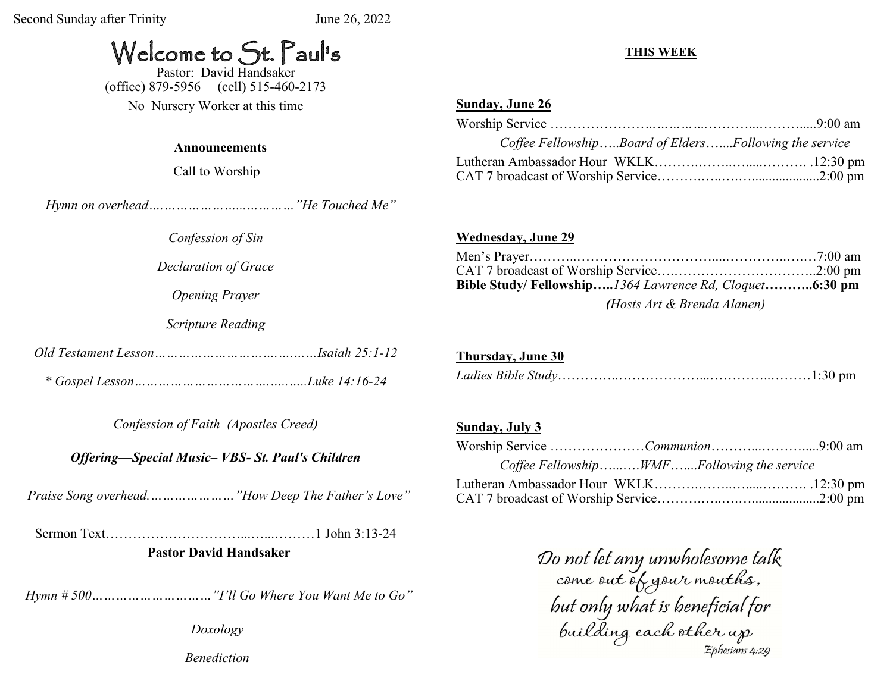Second Sunday after Trinity June 26, 2022

# Welcome to St. Paul's

Pastor: David Handsaker
(office) 879-5956 (cell) 515-460-2173

No Nursery Worker at this time

---

**Announcements**

Call to Worship

*Hymn on overhead……………………..……………"He Touched Me"*

*Confession of Sin*

*Declaration of Grace*

*Opening Prayer*

*Scripture Reading*

*Old Testament Lesson………………………………..……Isaiah 25:1-12*

*\* Gospel Lesson……………………………………..…..Luke 14:16-24*

*Confession of Faith (Apostles Creed)*

***Offering—Special Music– VBS- St. Paul's Children***

*Praise Song overhead…………………"How Deep The Father's Love"*

Sermon Text………………………….....…...………1 John 3:13-24

**Pastor David Handsaker**

*Hymn # 500…………………………"I'll Go Where You Want Me to Go"*

*Doxology*

*Benediction*

## THIS WEEK

**Sunday, June 26**

Worship Service …………………..…………..………....………....9:00 am

*Coffee Fellowship…..Board of Elders…....Following the service*

Lutheran Ambassador Hour WKLK……….……..…....………. .12:30 pm
CAT 7 broadcast of Worship Service……….…..………..................2:00 pm

**Wednesday, June 29**

Men's Prayer………..………………………….....…………..…..7:00 am
CAT 7 broadcast of Worship Service…..…………………………..2:00 pm
**Bible Study/ Fellowship…..***1364 Lawrence Rd, Cloquet***………..6:30 pm**

*(Hosts Art & Brenda Alanen)*

**Thursday, June 30**

*Ladies Bible Study*…………..………………....…………..………1:30 pm

**Sunday, July 3**

Worship Service …………………*Communion*………....……….....9:00 am

*Coffee Fellowship…...….WMF…....Following the service*

Lutheran Ambassador Hour WKLK……….……..…....………. .12:30 pm
CAT 7 broadcast of Worship Service……….…..………..................2:00 pm

*Do not let any unwholesome talk come out of your mouths, but only what is beneficial for building each other up*
*Ephesians 4:29*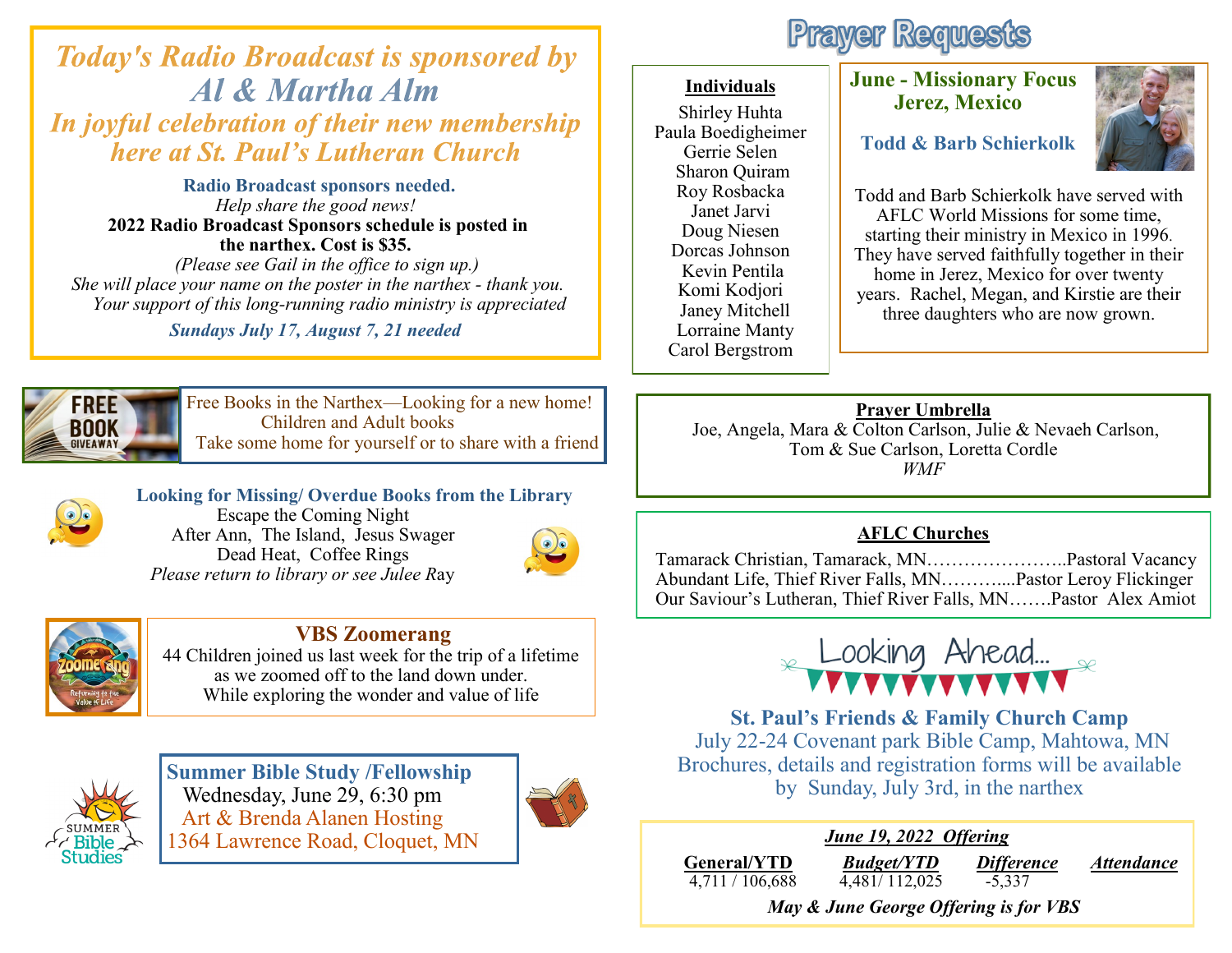## Today's Radio Broadcast is sponsored by Al & Martha Alm

## In joyful celebration of their new membership here at St. Paul's Lutheran Church

**Radio Broadcast sponsors needed.**

*Help share the good news!*

**2022 Radio Broadcast Sponsors schedule is posted in the narthex. Cost is $35.**

*(Please see Gail in the office to sign up.)*

*She will place your name on the poster in the narthex - thank you.*

*Your support of this long-running radio ministry is appreciated*

***Sundays July 17, August 7, 21 needed***

FREE BOOK GIVEAWAY

Free Books in the Narthex—Looking for a new home!
Children and Adult books
Take some home for yourself or to share with a friend

**Looking for Missing/ Overdue Books from the Library**

Escape the Coming Night
After Ann, The Island, Jesus Swager
Dead Heat, Coffee Rings

*Please return to library or see Julee R*ay

### VBS Zoomerang

44 Children joined us last week for the trip of a lifetime as we zoomed off to the land down under. While exploring the wonder and value of life

### Summer Bible Study /Fellowship

Wednesday, June 29, 6:30 pm
Art & Brenda Alanen Hosting
1364 Lawrence Road, Cloquet, MN

# Prayer Requests

**Individuals**

Shirley Huhta
Paula Boedigheimer
Gerrie Selen
Sharon Quiram
Roy Rosbacka
Janet Jarvi
Doug Niesen
Dorcas Johnson
Kevin Pentila
Komi Kodjori
Janey Mitchell
Lorraine Manty
Carol Bergstrom

### June - Missionary Focus Jerez, Mexico

**Todd & Barb Schierkolk**

Todd and Barb Schierkolk have served with AFLC World Missions for some time, starting their ministry in Mexico in 1996. They have served faithfully together in their home in Jerez, Mexico for over twenty years. Rachel, Megan, and Kirstie are their three daughters who are now grown.

**Prayer Umbrella**

Joe, Angela, Mara & Colton Carlson, Julie & Nevaeh Carlson, Tom & Sue Carlson, Loretta Cordle

*WMF*

**AFLC Churches**

Tamarack Christian, Tamarack, MN…………………..Pastoral Vacancy
Abundant Life, Thief River Falls, MN……….....Pastor Leroy Flickinger
Our Saviour's Lutheran, Thief River Falls, MN…….Pastor Alex Amiot

## Looking Ahead...

**St. Paul's Friends & Family Church Camp**

July 22-24 Covenant park Bible Camp, Mahtowa, MN
Brochures, details and registration forms will be available by Sunday, July 3rd, in the narthex

***June 19, 2022 Offering***

| General/YTD | Budget/YTD | Difference | Attendance |
|---|---|---|---|
| 4,711 / 106,688 | 4,481/ 112,025 | -5,337 | |

***May & June George Offering is for VBS***